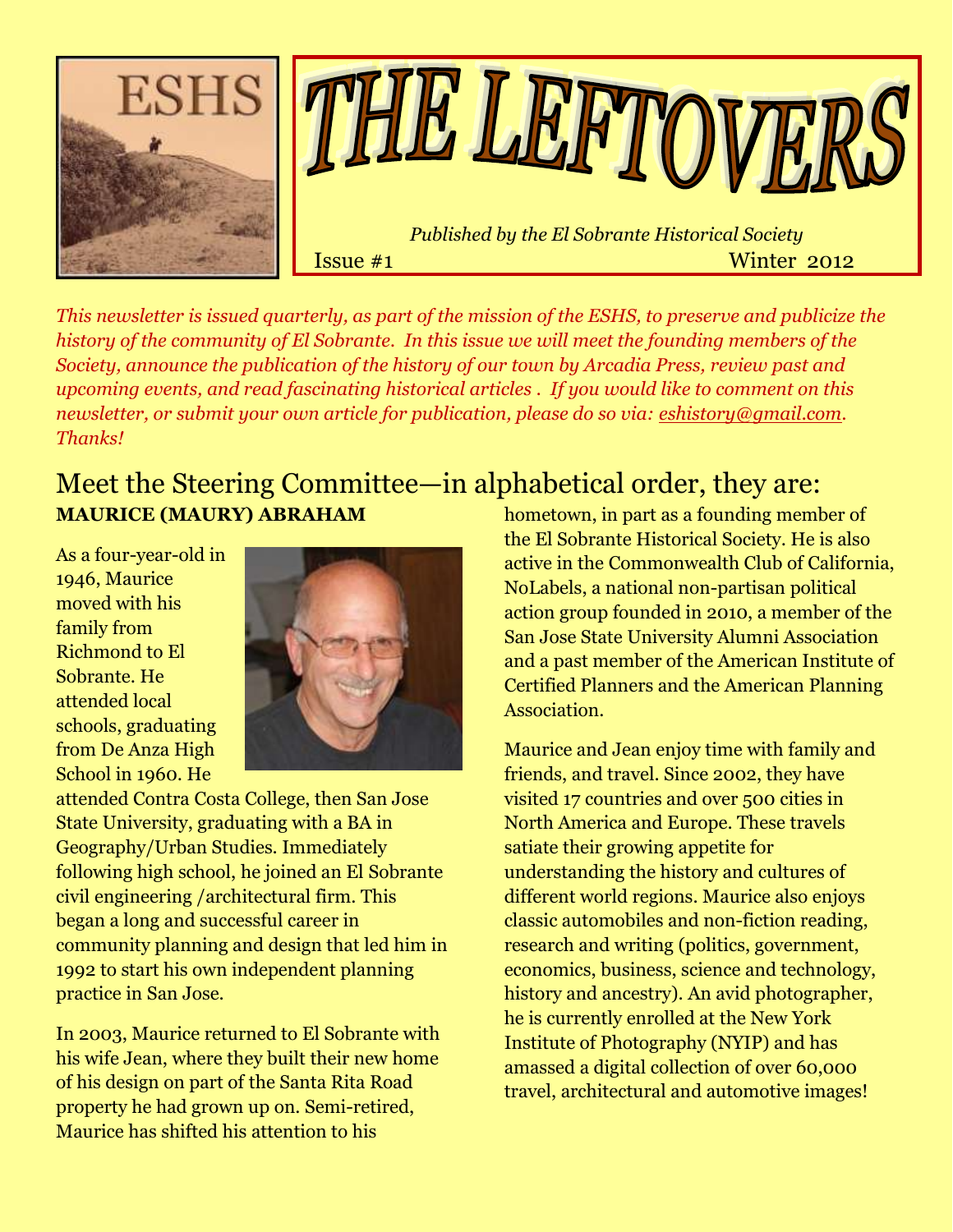# THE LEFTOVERS

*Published by the El Sobrante Historical Society*

Issue #1 Winter 2012

*This newsletter is issued quarterly, as part of the mission of the ESHS, to preserve and publicize the history of the community of El Sobrante. In this issue we will meet the founding members of the Society, announce the publication of the history of our town by Arcadia Press, review past and upcoming events, and read fascinating historical articles . If you would like to comment on this newsletter, or submit your own article for publication, please do so via: eshistory@gmail.com. Thanks!*

## Meet the Steering Committee—in alphabetical order, they are:

**MAURICE (MAURY) ABRAHAM**

As a four-year-old in 1946, Maurice moved with his family from Richmond to El Sobrante. He attended local schools, graduating from De Anza High School in 1960. He attended Contra Costa College, then San Jose State University, graduating with a BA in Geography/Urban Studies. Immediately following high school, he joined an El Sobrante civil engineering /architectural firm. This began a long and successful career in community planning and design that led him in 1992 to start his own independent planning practice in San Jose.

In 2003, Maurice returned to El Sobrante with his wife Jean, where they built their new home of his design on part of the Santa Rita Road property he had grown up on. Semi-retired, Maurice has shifted his attention to his hometown, in part as a founding member of the El Sobrante Historical Society. He is also active in the Commonwealth Club of California, NoLabels, a national non-partisan political action group founded in 2010, a member of the San Jose State University Alumni Association and a past member of the American Institute of Certified Planners and the American Planning Association.

Maurice and Jean enjoy time with family and friends, and travel. Since 2002, they have visited 17 countries and over 500 cities in North America and Europe. These travels satiate their growing appetite for understanding the history and cultures of different world regions. Maurice also enjoys classic automobiles and non-fiction reading, research and writing (politics, government, economics, business, science and technology, history and ancestry). An avid photographer, he is currently enrolled at the New York Institute of Photography (NYIP) and has amassed a digital collection of over 60,000 travel, architectural and automotive images!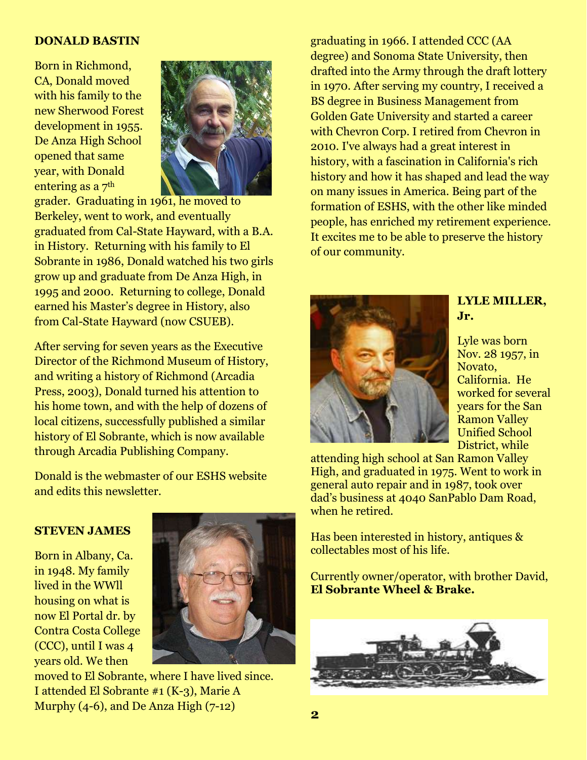**DONALD BASTIN**

Born in Richmond, CA, Donald moved with his family to the new Sherwood Forest development in 1955. De Anza High School opened that same year, with Donald entering as a 7th grader. Graduating in 1961, he moved to Berkeley, went to work, and eventually graduated from Cal-State Hayward, with a B.A. in History. Returning with his family to El Sobrante in 1986, Donald watched his two girls grow up and graduate from De Anza High, in 1995 and 2000. Returning to college, Donald earned his Master's degree in History, also from Cal-State Hayward (now CSUEB).

After serving for seven years as the Executive Director of the Richmond Museum of History, and writing a history of Richmond (Arcadia Press, 2003), Donald turned his attention to his home town, and with the help of dozens of local citizens, successfully published a similar history of El Sobrante, which is now available through Arcadia Publishing Company.

Donald is the webmaster of our ESHS website and edits this newsletter.

**STEVEN JAMES**

Born in Albany, Ca. in 1948. My family lived in the WWll housing on what is now El Portal dr. by Contra Costa College (CCC), until I was 4 years old. We then moved to El Sobrante, where I have lived since. I attended El Sobrante #1 (K-3), Marie A Murphy (4-6), and De Anza High (7-12) graduating in 1966. I attended CCC (AA degree) and Sonoma State University, then drafted into the Army through the draft lottery in 1970. After serving my country, I received a BS degree in Business Management from Golden Gate University and started a career with Chevron Corp. I retired from Chevron in 2010. I've always had a great interest in history, with a fascination in California's rich history and how it has shaped and lead the way on many issues in America. Being part of the formation of ESHS, with the other like minded people, has enriched my retirement experience. It excites me to be able to preserve the history of our community.

**LYLE MILLER, Jr.**

Lyle was born Nov. 28 1957, in Novato, California. He worked for several years for the San Ramon Valley Unified School District, while attending high school at San Ramon Valley High, and graduated in 1975. Went to work in general auto repair and in 1987, took over dad's business at 4040 SanPablo Dam Road, when he retired.

Has been interested in history, antiques & collectables most of his life.

Currently owner/operator, with brother David, **El Sobrante Wheel & Brake.**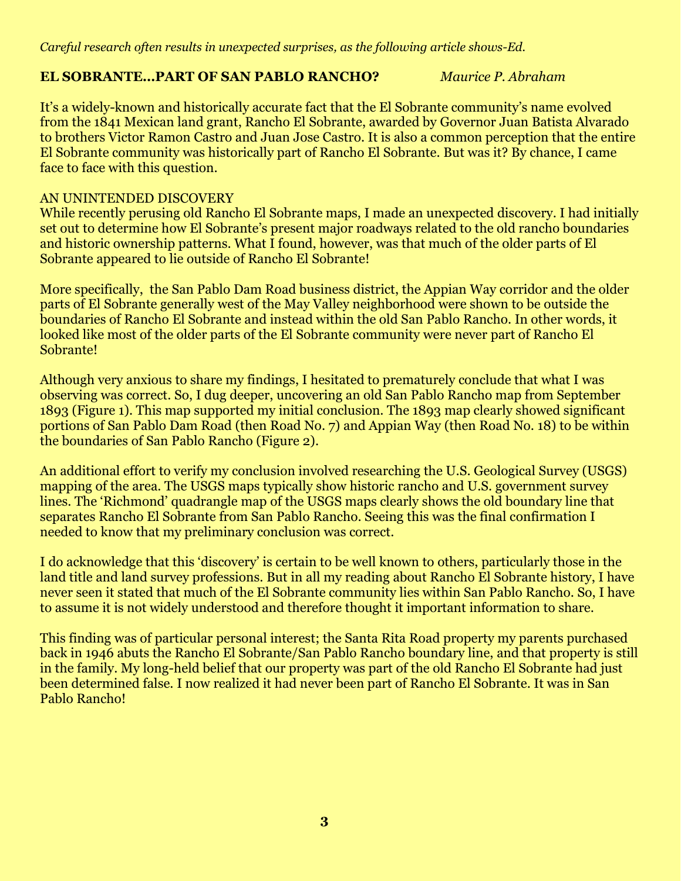*Careful research often results in unexpected surprises, as the following article shows-Ed.*

**EL SOBRANTE…PART OF SAN PABLO RANCHO?** *Maurice P. Abraham*

It's a widely-known and historically accurate fact that the El Sobrante community's name evolved from the 1841 Mexican land grant, Rancho El Sobrante, awarded by Governor Juan Batista Alvarado to brothers Victor Ramon Castro and Juan Jose Castro. It is also a common perception that the entire El Sobrante community was historically part of Rancho El Sobrante. But was it? By chance, I came face to face with this question.

AN UNINTENDED DISCOVERY

While recently perusing old Rancho El Sobrante maps, I made an unexpected discovery. I had initially set out to determine how El Sobrante's present major roadways related to the old rancho boundaries and historic ownership patterns. What I found, however, was that much of the older parts of El Sobrante appeared to lie outside of Rancho El Sobrante!

More specifically, the San Pablo Dam Road business district, the Appian Way corridor and the older parts of El Sobrante generally west of the May Valley neighborhood were shown to be outside the boundaries of Rancho El Sobrante and instead within the old San Pablo Rancho. In other words, it looked like most of the older parts of the El Sobrante community were never part of Rancho El Sobrante!

Although very anxious to share my findings, I hesitated to prematurely conclude that what I was observing was correct. So, I dug deeper, uncovering an old San Pablo Rancho map from September 1893 (Figure 1). This map supported my initial conclusion. The 1893 map clearly showed significant portions of San Pablo Dam Road (then Road No. 7) and Appian Way (then Road No. 18) to be within the boundaries of San Pablo Rancho (Figure 2).

An additional effort to verify my conclusion involved researching the U.S. Geological Survey (USGS) mapping of the area. The USGS maps typically show historic rancho and U.S. government survey lines. The 'Richmond' quadrangle map of the USGS maps clearly shows the old boundary line that separates Rancho El Sobrante from San Pablo Rancho. Seeing this was the final confirmation I needed to know that my preliminary conclusion was correct.

I do acknowledge that this 'discovery' is certain to be well known to others, particularly those in the land title and land survey professions. But in all my reading about Rancho El Sobrante history, I have never seen it stated that much of the El Sobrante community lies within San Pablo Rancho. So, I have to assume it is not widely understood and therefore thought it important information to share.

This finding was of particular personal interest; the Santa Rita Road property my parents purchased back in 1946 abuts the Rancho El Sobrante/San Pablo Rancho boundary line, and that property is still in the family. My long-held belief that our property was part of the old Rancho El Sobrante had just been determined false. I now realized it had never been part of Rancho El Sobrante. It was in San Pablo Rancho!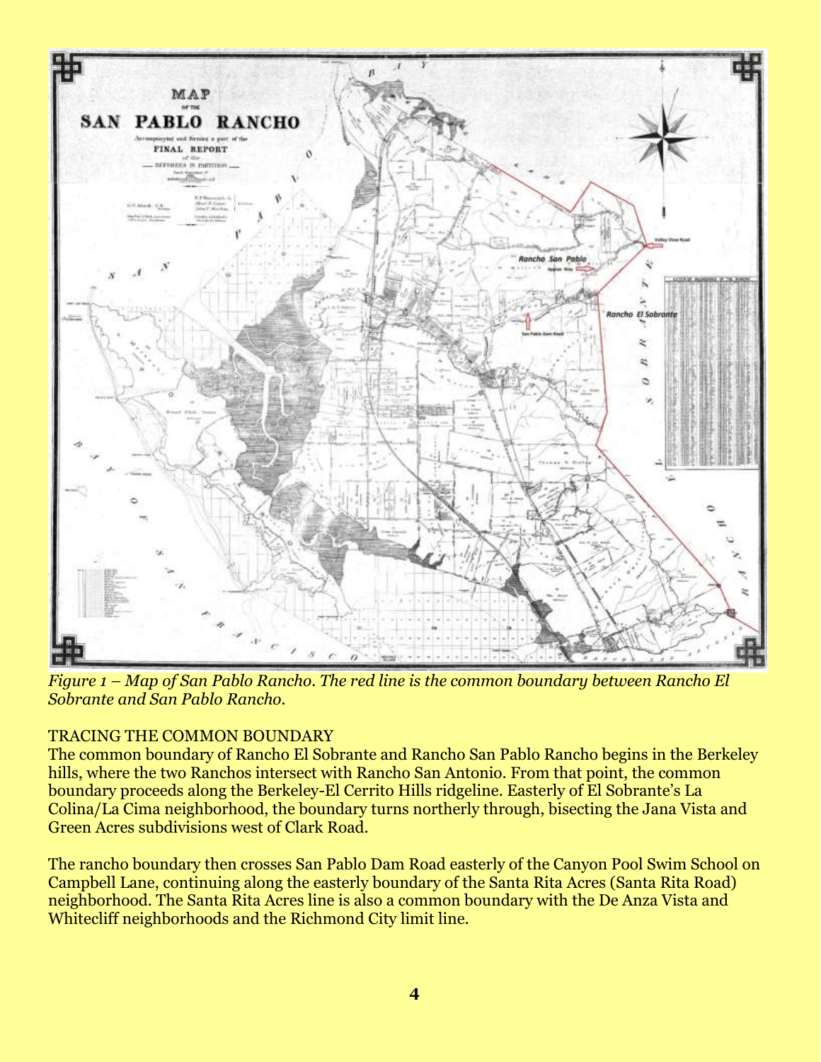*Figure 1 – Map of San Pablo Rancho. The red line is the common boundary between Rancho El Sobrante and San Pablo Rancho.*

TRACING THE COMMON BOUNDARY

The common boundary of Rancho El Sobrante and Rancho San Pablo Rancho begins in the Berkeley hills, where the two Ranchos intersect with Rancho San Antonio. From that point, the common boundary proceeds along the Berkeley-El Cerrito Hills ridgeline. Easterly of El Sobrante's La Colina/La Cima neighborhood, the boundary turns northerly through, bisecting the Jana Vista and Green Acres subdivisions west of Clark Road.

The rancho boundary then crosses San Pablo Dam Road easterly of the Canyon Pool Swim School on Campbell Lane, continuing along the easterly boundary of the Santa Rita Acres (Santa Rita Road) neighborhood. The Santa Rita Acres line is also a common boundary with the De Anza Vista and Whitecliff neighborhoods and the Richmond City limit line.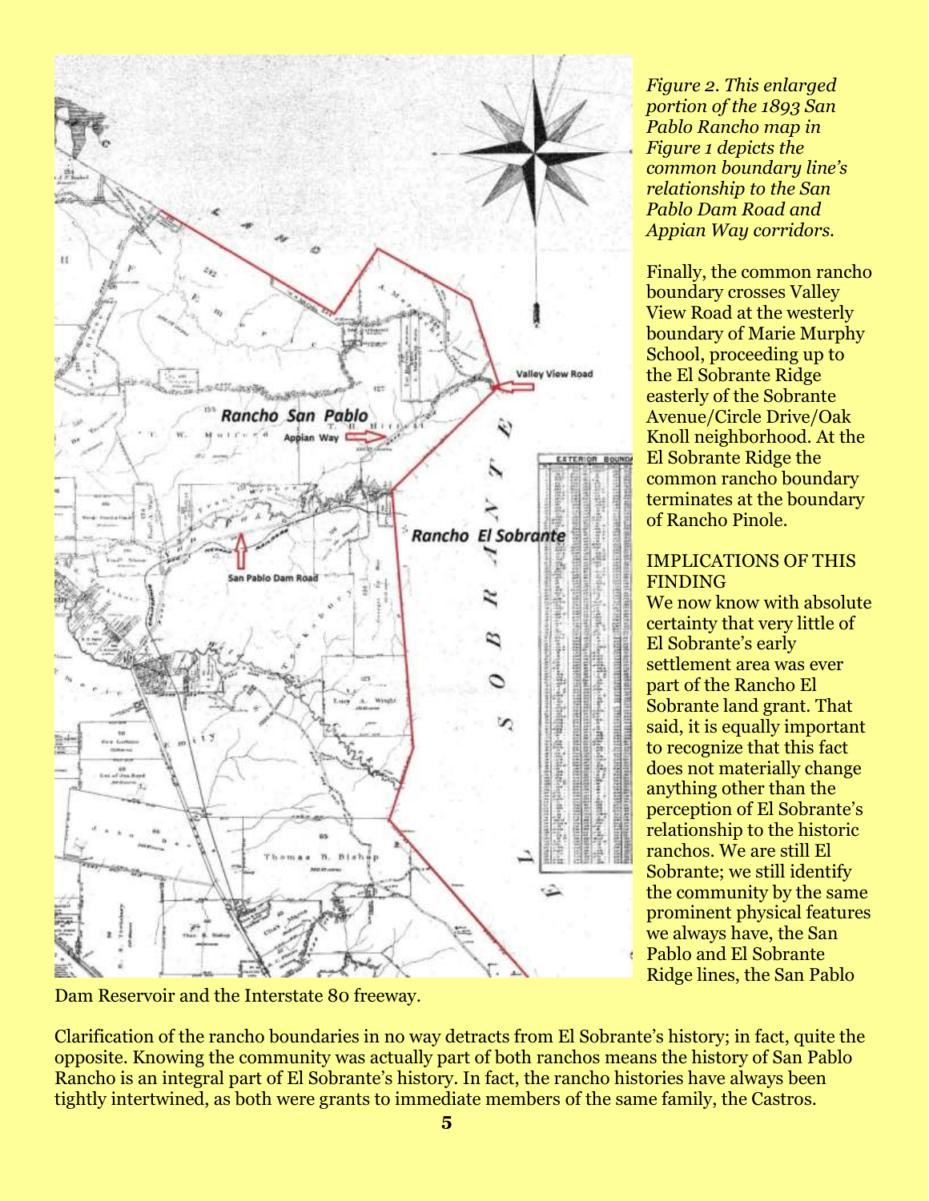*Figure 2. This enlarged portion of the 1893 San Pablo Rancho map in Figure 1 depicts the common boundary line's relationship to the San Pablo Dam Road and Appian Way corridors.*

Finally, the common rancho boundary crosses Valley View Road at the westerly boundary of Marie Murphy School, proceeding up to the El Sobrante Ridge easterly of the Sobrante Avenue/Circle Drive/Oak Knoll neighborhood. At the El Sobrante Ridge the common rancho boundary terminates at the boundary of Rancho Pinole.

IMPLICATIONS OF THIS FINDING

We now know with absolute certainty that very little of El Sobrante's early settlement area was ever part of the Rancho El Sobrante land grant. That said, it is equally important to recognize that this fact does not materially change anything other than the perception of El Sobrante's relationship to the historic ranchos. We are still El Sobrante; we still identify the community by the same prominent physical features we always have, the San Pablo and El Sobrante Ridge lines, the San Pablo Dam Reservoir and the Interstate 80 freeway.

Clarification of the rancho boundaries in no way detracts from El Sobrante's history; in fact, quite the opposite. Knowing the community was actually part of both ranchos means the history of San Pablo Rancho is an integral part of El Sobrante's history. In fact, the rancho histories have always been tightly intertwined, as both were grants to immediate members of the same family, the Castros.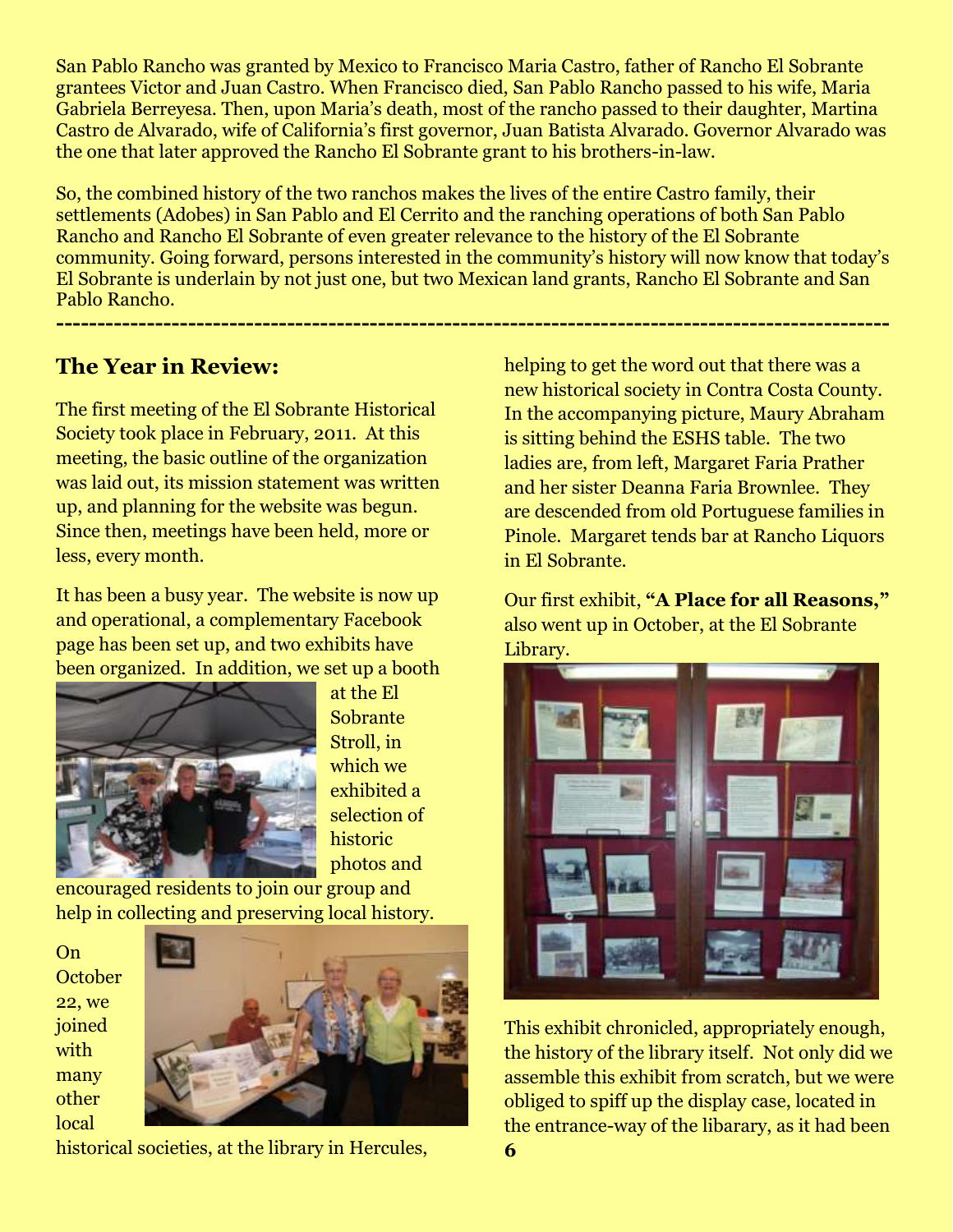San Pablo Rancho was granted by Mexico to Francisco Maria Castro, father of Rancho El Sobrante grantees Victor and Juan Castro. When Francisco died, San Pablo Rancho passed to his wife, Maria Gabriela Berreyesa. Then, upon Maria's death, most of the rancho passed to their daughter, Martina Castro de Alvarado, wife of California's first governor, Juan Batista Alvarado. Governor Alvarado was the one that later approved the Rancho El Sobrante grant to his brothers-in-law.

So, the combined history of the two ranchos makes the lives of the entire Castro family, their settlements (Adobes) in San Pablo and El Cerrito and the ranching operations of both San Pablo Rancho and Rancho El Sobrante of even greater relevance to the history of the El Sobrante community. Going forward, persons interested in the community's history will now know that today's El Sobrante is underlain by not just one, but two Mexican land grants, Rancho El Sobrante and San Pablo Rancho.

---

## The Year in Review:

The first meeting of the El Sobrante Historical Society took place in February, 2011. At this meeting, the basic outline of the organization was laid out, its mission statement was written up, and planning for the website was begun. Since then, meetings have been held, more or less, every month.

It has been a busy year. The website is now up and operational, a complementary Facebook page has been set up, and two exhibits have been organized. In addition, we set up a booth at the El Sobrante Stroll, in which we exhibited a selection of historic photos and encouraged residents to join our group and help in collecting and preserving local history.

On October 22, we joined with many other local historical societies, at the library in Hercules, helping to get the word out that there was a new historical society in Contra Costa County. In the accompanying picture, Maury Abraham is sitting behind the ESHS table. The two ladies are, from left, Margaret Faria Prather and her sister Deanna Faria Brownlee. They are descended from old Portuguese families in Pinole. Margaret tends bar at Rancho Liquors in El Sobrante.

Our first exhibit, **"A Place for all Reasons,"** also went up in October, at the El Sobrante Library.

This exhibit chronicled, appropriately enough, the history of the library itself. Not only did we assemble this exhibit from scratch, but we were obliged to spiff up the display case, located in the entrance-way of the libarary, as it had been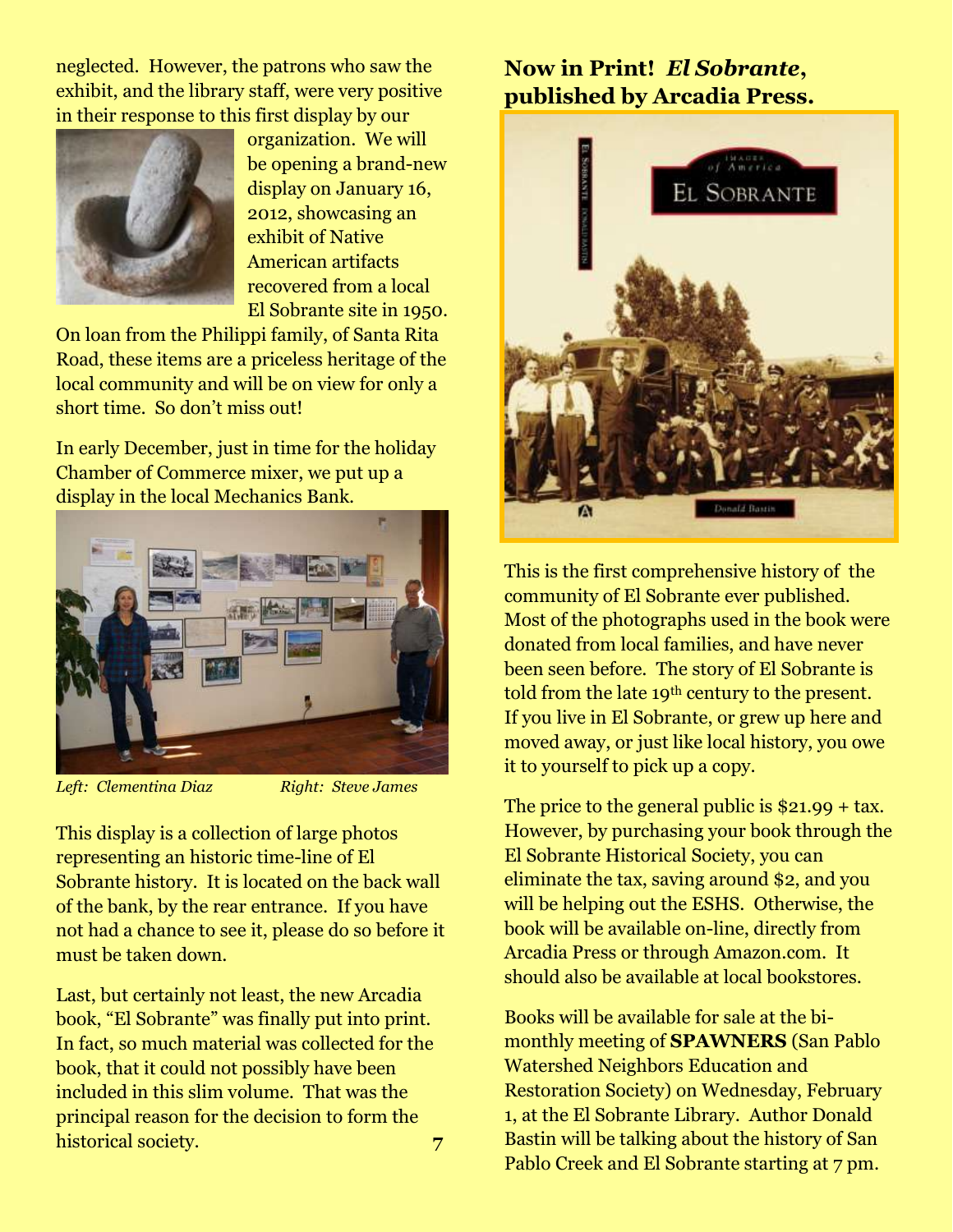neglected. However, the patrons who saw the exhibit, and the library staff, were very positive in their response to this first display by our organization. We will be opening a brand-new display on January 16, 2012, showcasing an exhibit of Native American artifacts recovered from a local El Sobrante site in 1950. On loan from the Philippi family, of Santa Rita Road, these items are a priceless heritage of the local community and will be on view for only a short time. So don't miss out!

In early December, just in time for the holiday Chamber of Commerce mixer, we put up a display in the local Mechanics Bank.

*Left: Clementina Diaz* *Right: Steve James*

This display is a collection of large photos representing an historic time-line of El Sobrante history. It is located on the back wall of the bank, by the rear entrance. If you have not had a chance to see it, please do so before it must be taken down.

Last, but certainly not least, the new Arcadia book, "El Sobrante" was finally put into print. In fact, so much material was collected for the book, that it could not possibly have been included in this slim volume. That was the principal reason for the decision to form the historical society.

## Now in Print! *El Sobrante*, published by Arcadia Press.

This is the first comprehensive history of the community of El Sobrante ever published. Most of the photographs used in the book were donated from local families, and have never been seen before. The story of El Sobrante is told from the late 19th century to the present. If you live in El Sobrante, or grew up here and moved away, or just like local history, you owe it to yourself to pick up a copy.

The price to the general public is $21.99 + tax. However, by purchasing your book through the El Sobrante Historical Society, you can eliminate the tax, saving around $2, and you will be helping out the ESHS. Otherwise, the book will be available on-line, directly from Arcadia Press or through Amazon.com. It should also be available at local bookstores.

Books will be available for sale at the bi-monthly meeting of **SPAWNERS** (San Pablo Watershed Neighbors Education and Restoration Society) on Wednesday, February 1, at the El Sobrante Library. Author Donald Bastin will be talking about the history of San Pablo Creek and El Sobrante starting at 7 pm.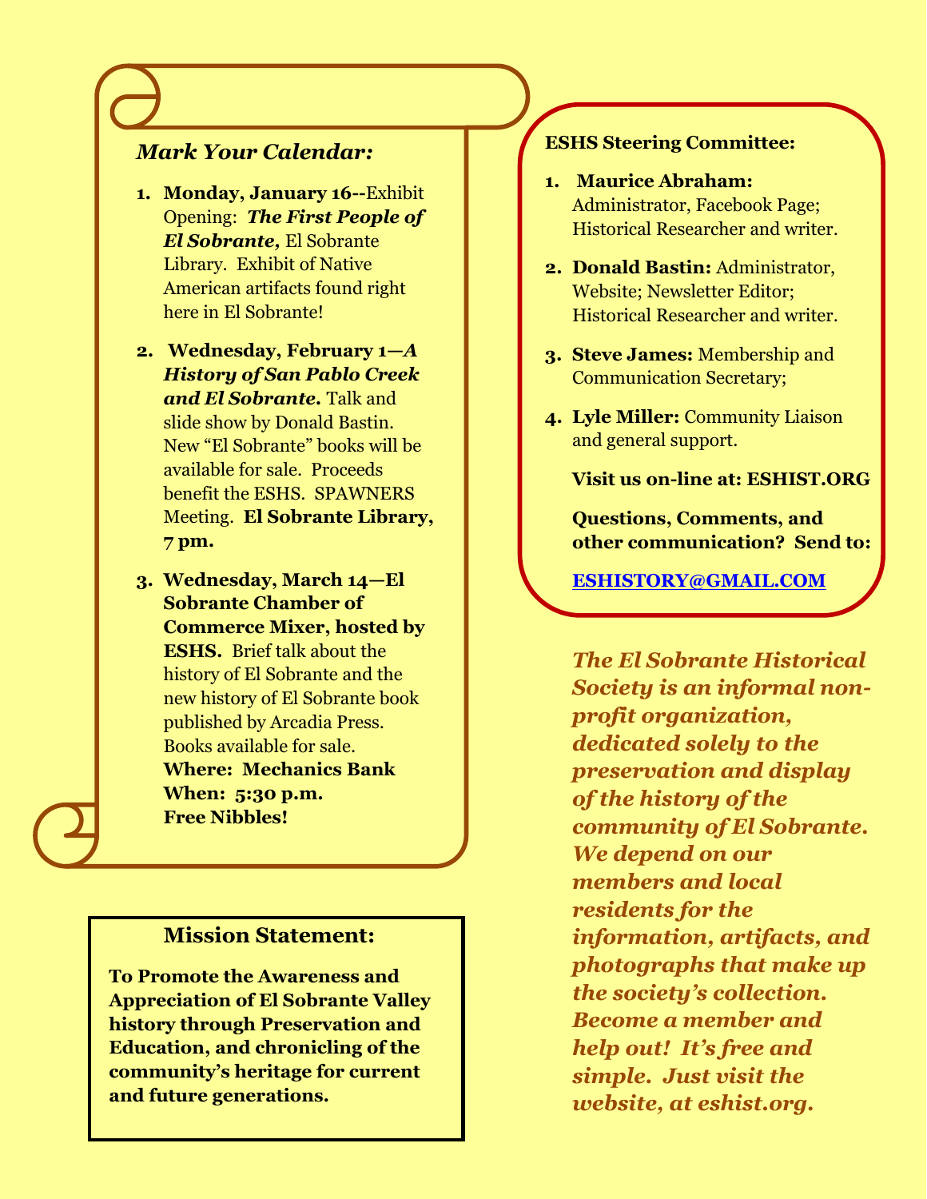### *Mark Your Calendar:*

1. **Monday, January 16--**Exhibit Opening: ***The First People of El Sobrante,*** El Sobrante Library. Exhibit of Native American artifacts found right here in El Sobrante!
2. **Wednesday, February 1—*A History of San Pablo Creek and El Sobrante.*** Talk and slide show by Donald Bastin. New "El Sobrante" books will be available for sale. Proceeds benefit the ESHS. SPAWNERS Meeting. **El Sobrante Library, 7 pm.**
3. **Wednesday, March 14—El Sobrante Chamber of Commerce Mixer, hosted by ESHS.** Brief talk about the history of El Sobrante and the new history of El Sobrante book published by Arcadia Press. Books available for sale.
   **Where: Mechanics Bank**
   **When: 5:30 p.m.**
   **Free Nibbles!**

### Mission Statement:

**To Promote the Awareness and Appreciation of El Sobrante Valley history through Preservation and Education, and chronicling of the community's heritage for current and future generations.**

**ESHS Steering Committee:**

1. **Maurice Abraham:** Administrator, Facebook Page; Historical Researcher and writer.
2. **Donald Bastin:** Administrator, Website; Newsletter Editor; Historical Researcher and writer.
3. **Steve James:** Membership and Communication Secretary;
4. **Lyle Miller:** Community Liaison and general support.

**Visit us on-line at: ESHIST.ORG**

**Questions, Comments, and other communication? Send to:**

**ESHISTORY@GMAIL.COM**

***The El Sobrante Historical Society is an informal non-profit organization, dedicated solely to the preservation and display of the history of the community of El Sobrante. We depend on our members and local residents for the information, artifacts, and photographs that make up the society's collection. Become a member and help out! It's free and simple. Just visit the website, at eshist.org.***